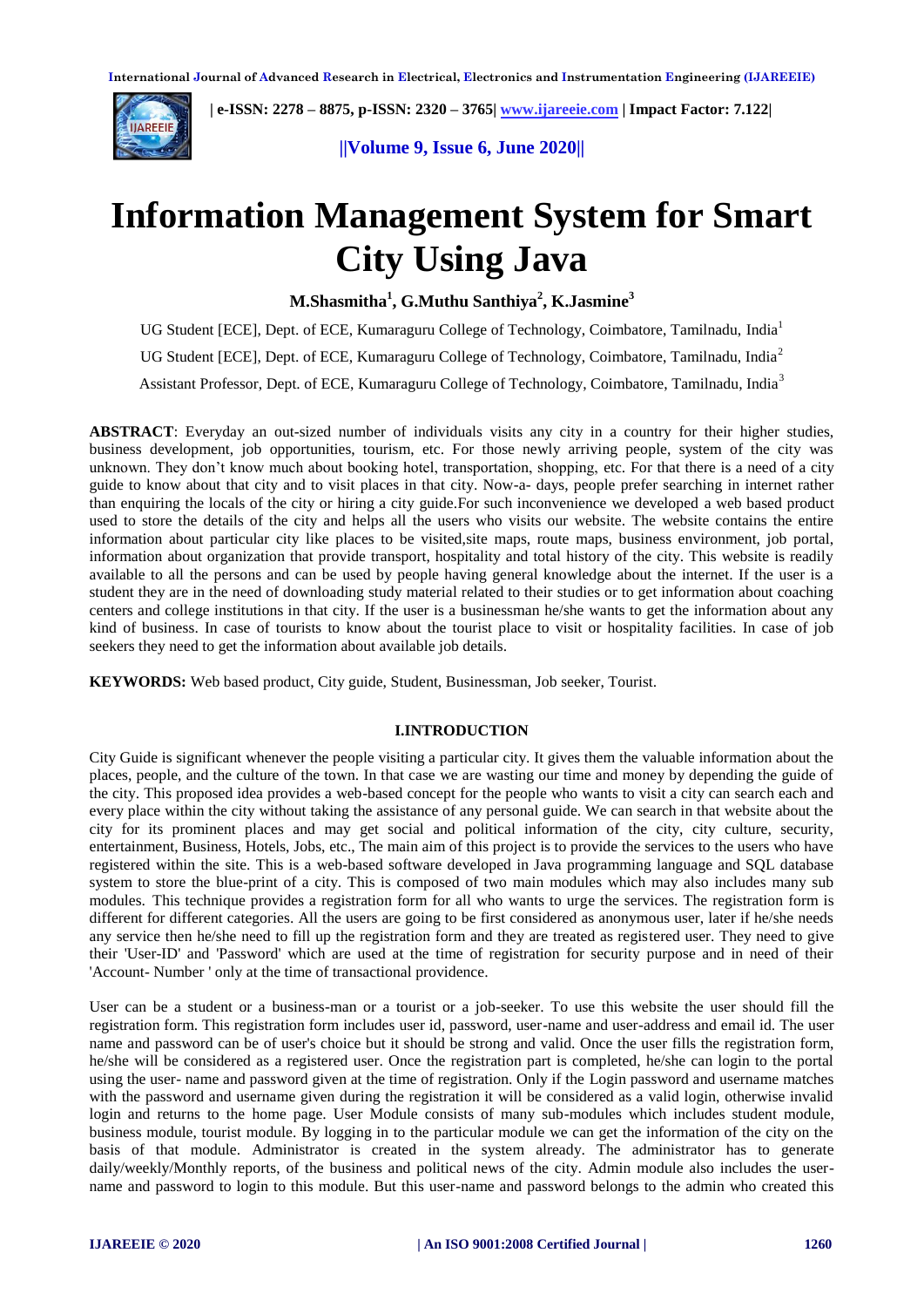# Information Management System for Smart City Using Java

**M.Shasmitha[1], G.Muthu Santhiya[2], K.Jasmine[3]**

UG Student [ECE], Dept. of ECE, Kumaraguru College of Technology, Coimbatore, Tamilnadu, India[1]

UG Student [ECE], Dept. of ECE, Kumaraguru College of Technology, Coimbatore, Tamilnadu, India[2]

Assistant Professor, Dept. of ECE, Kumaraguru College of Technology, Coimbatore, Tamilnadu, India[3]

**ABSTRACT**: Everyday an out-sized number of individuals visits any city in a country for their higher studies, business development, job opportunities, tourism, etc. For those newly arriving people, system of the city was unknown. They don't know much about booking hotel, transportation, shopping, etc. For that there is a need of a city guide to know about that city and to visit places in that city. Now-a- days, people prefer searching in internet rather than enquiring the locals of the city or hiring a city guide.For such inconvenience we developed a web based product used to store the details of the city and helps all the users who visits our website. The website contains the entire information about particular city like places to be visited,site maps, route maps, business environment, job portal, information about organization that provide transport, hospitality and total history of the city. This website is readily available to all the persons and can be used by people having general knowledge about the internet. If the user is a student they are in the need of downloading study material related to their studies or to get information about coaching centers and college institutions in that city. If the user is a businessman he/she wants to get the information about any kind of business. In case of tourists to know about the tourist place to visit or hospitality facilities. In case of job seekers they need to get the information about available job details.

**KEYWORDS:** Web based product, City guide, Student, Businessman, Job seeker, Tourist.

## I.INTRODUCTION

City Guide is significant whenever the people visiting a particular city. It gives them the valuable information about the places, people, and the culture of the town. In that case we are wasting our time and money by depending the guide of the city. This proposed idea provides a web-based concept for the people who wants to visit a city can search each and every place within the city without taking the assistance of any personal guide. We can search in that website about the city for its prominent places and may get social and political information of the city, city culture, security, entertainment, Business, Hotels, Jobs, etc., The main aim of this project is to provide the services to the users who have registered within the site. This is a web-based software developed in Java programming language and SQL database system to store the blue-print of a city. This is composed of two main modules which may also includes many sub modules. This technique provides a registration form for all who wants to urge the services. The registration form is different for different categories. All the users are going to be first considered as anonymous user, later if he/she needs any service then he/she need to fill up the registration form and they are treated as registered user. They need to give their 'User-ID' and 'Password' which are used at the time of registration for security purpose and in need of their 'Account- Number ' only at the time of transactional providence.

User can be a student or a business-man or a tourist or a job-seeker. To use this website the user should fill the registration form. This registration form includes user id, password, user-name and user-address and email id. The user name and password can be of user's choice but it should be strong and valid. Once the user fills the registration form, he/she will be considered as a registered user. Once the registration part is completed, he/she can login to the portal using the user- name and password given at the time of registration. Only if the Login password and username matches with the password and username given during the registration it will be considered as a valid login, otherwise invalid login and returns to the home page. User Module consists of many sub-modules which includes student module, business module, tourist module. By logging in to the particular module we can get the information of the city on the basis of that module. Administrator is created in the system already. The administrator has to generate daily/weekly/Monthly reports, of the business and political news of the city. Admin module also includes the user-name and password to login to this module. But this user-name and password belongs to the admin who created this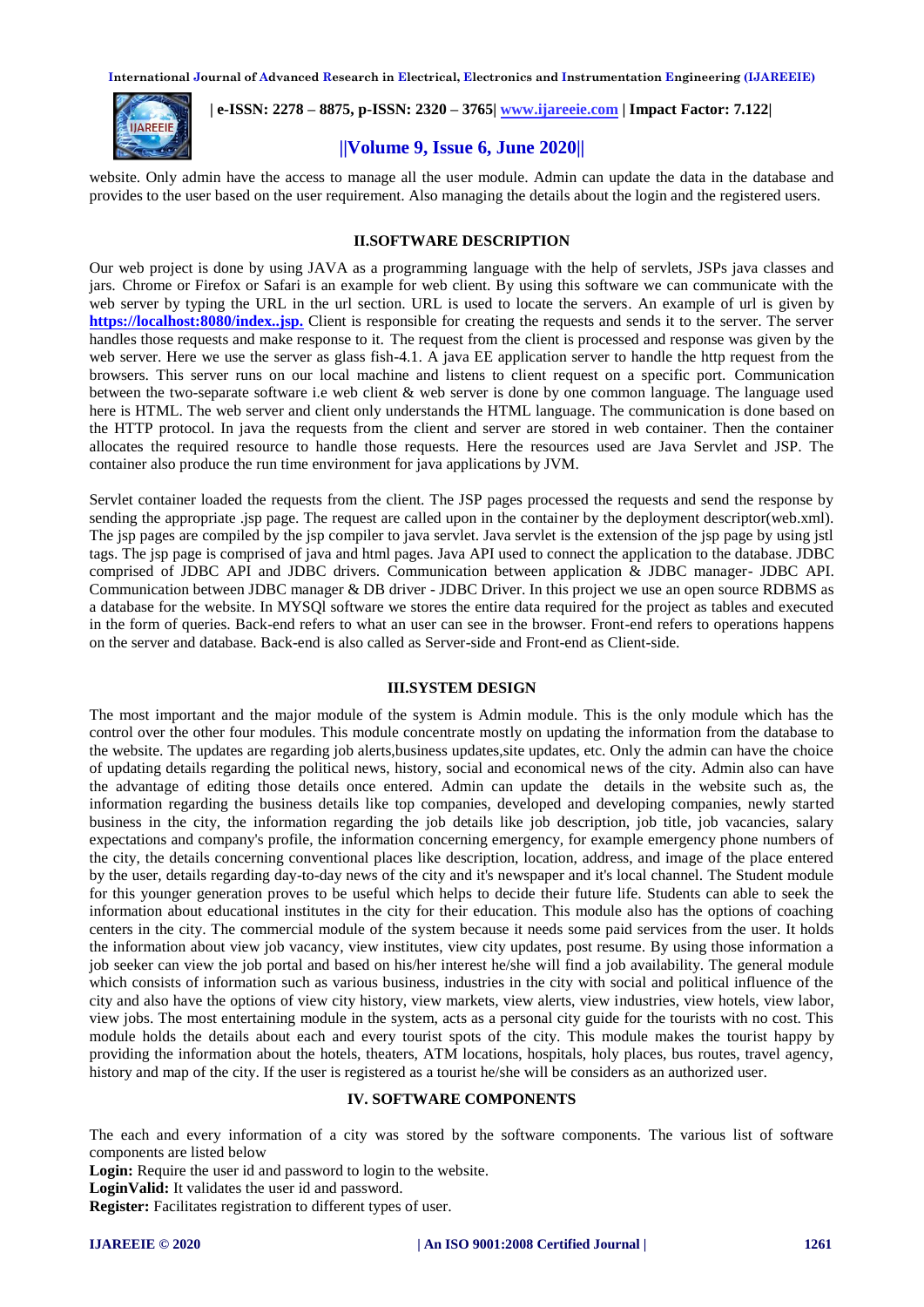website. Only admin have the access to manage all the user module. Admin can update the data in the database and provides to the user based on the user requirement. Also managing the details about the login and the registered users.

## II.SOFTWARE DESCRIPTION

Our web project is done by using JAVA as a programming language with the help of servlets, JSPs java classes and jars. Chrome or Firefox or Safari is an example for web client. By using this software we can communicate with the web server by typing the URL in the url section. URL is used to locate the servers. An example of url is given by **https://localhost:8080/index..jsp.** Client is responsible for creating the requests and sends it to the server. The server handles those requests and make response to it. The request from the client is processed and response was given by the web server. Here we use the server as glass fish-4.1. A java EE application server to handle the http request from the browsers. This server runs on our local machine and listens to client request on a specific port. Communication between the two-separate software i.e web client & web server is done by one common language. The language used here is HTML. The web server and client only understands the HTML language. The communication is done based on the HTTP protocol. In java the requests from the client and server are stored in web container. Then the container allocates the required resource to handle those requests. Here the resources used are Java Servlet and JSP. The container also produce the run time environment for java applications by JVM.

Servlet container loaded the requests from the client. The JSP pages processed the requests and send the response by sending the appropriate .jsp page. The request are called upon in the container by the deployment descriptor(web.xml). The jsp pages are compiled by the jsp compiler to java servlet. Java servlet is the extension of the jsp page by using jstl tags. The jsp page is comprised of java and html pages. Java API used to connect the application to the database. JDBC comprised of JDBC API and JDBC drivers. Communication between application & JDBC manager- JDBC API. Communication between JDBC manager & DB driver - JDBC Driver. In this project we use an open source RDBMS as a database for the website. In MYSQl software we stores the entire data required for the project as tables and executed in the form of queries. Back-end refers to what an user can see in the browser. Front-end refers to operations happens on the server and database. Back-end is also called as Server-side and Front-end as Client-side.

## III.SYSTEM DESIGN

The most important and the major module of the system is Admin module. This is the only module which has the control over the other four modules. This module concentrate mostly on updating the information from the database to the website. The updates are regarding job alerts,business updates,site updates, etc. Only the admin can have the choice of updating details regarding the political news, history, social and economical news of the city. Admin also can have the advantage of editing those details once entered. Admin can update the details in the website such as, the information regarding the business details like top companies, developed and developing companies, newly started business in the city, the information regarding the job details like job description, job title, job vacancies, salary expectations and company's profile, the information concerning emergency, for example emergency phone numbers of the city, the details concerning conventional places like description, location, address, and image of the place entered by the user, details regarding day-to-day news of the city and it's newspaper and it's local channel. The Student module for this younger generation proves to be useful which helps to decide their future life. Students can able to seek the information about educational institutes in the city for their education. This module also has the options of coaching centers in the city. The commercial module of the system because it needs some paid services from the user. It holds the information about view job vacancy, view institutes, view city updates, post resume. By using those information a job seeker can view the job portal and based on his/her interest he/she will find a job availability. The general module which consists of information such as various business, industries in the city with social and political influence of the city and also have the options of view city history, view markets, view alerts, view industries, view hotels, view labor, view jobs. The most entertaining module in the system, acts as a personal city guide for the tourists with no cost. This module holds the details about each and every tourist spots of the city. This module makes the tourist happy by providing the information about the hotels, theaters, ATM locations, hospitals, holy places, bus routes, travel agency, history and map of the city. If the user is registered as a tourist he/she will be considers as an authorized user.

## IV. SOFTWARE COMPONENTS

The each and every information of a city was stored by the software components. The various list of software components are listed below

**Login:** Require the user id and password to login to the website.

**LoginValid:** It validates the user id and password.

**Register:** Facilitates registration to different types of user.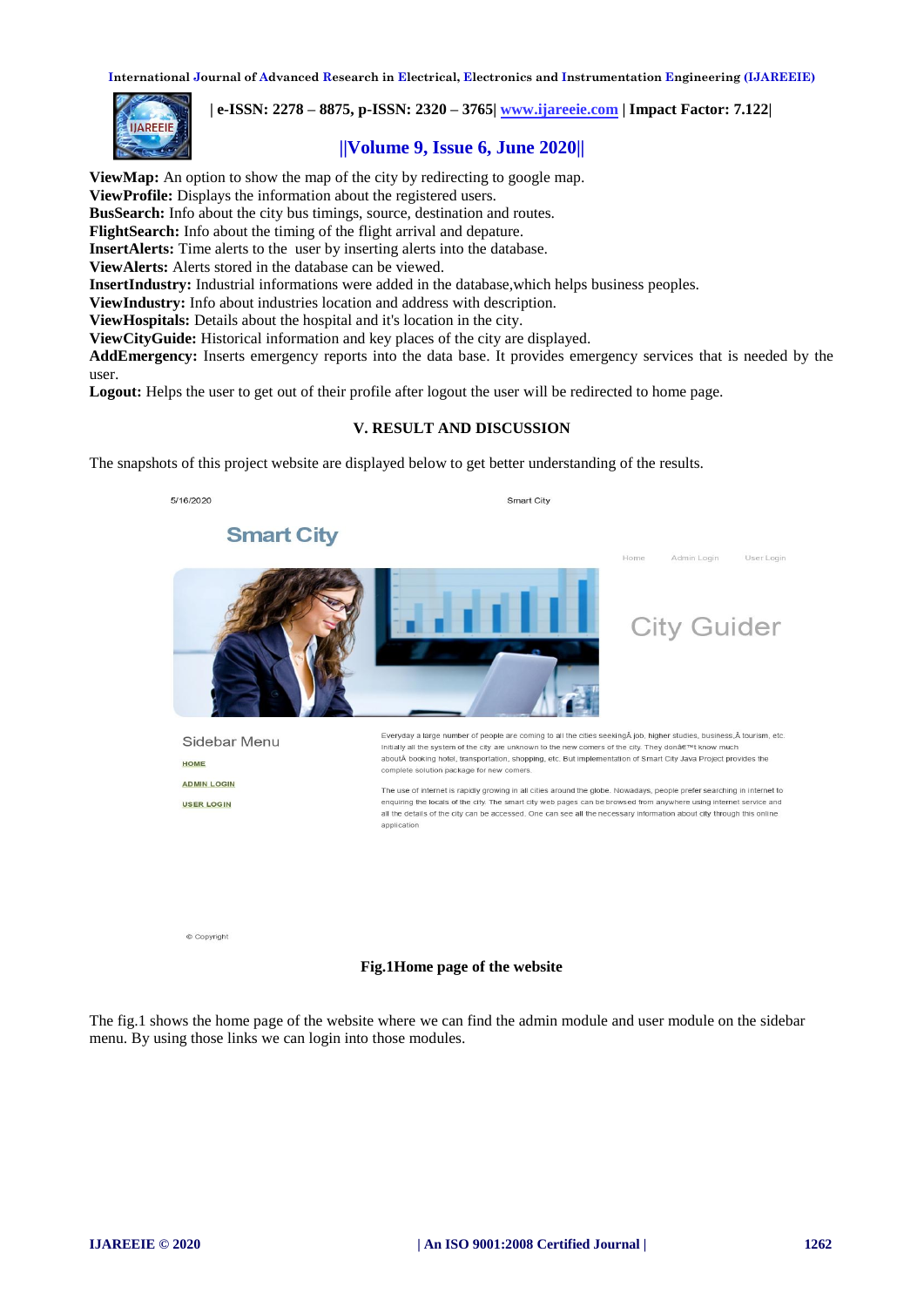**ViewMap:** An option to show the map of the city by redirecting to google map.
**ViewProfile:** Displays the information about the registered users.
**BusSearch:** Info about the city bus timings, source, destination and routes.
**FlightSearch:** Info about the timing of the flight arrival and depature.
**InsertAlerts:** Time alerts to the user by inserting alerts into the database.
**ViewAlerts:** Alerts stored in the database can be viewed.
**InsertIndustry:** Industrial informations were added in the database,which helps business peoples.
**ViewIndustry:** Info about industries location and address with description.
**ViewHospitals:** Details about the hospital and it's location in the city.
**ViewCityGuide:** Historical information and key places of the city are displayed.
**AddEmergency:** Inserts emergency reports into the data base. It provides emergency services that is needed by the user.
**Logout:** Helps the user to get out of their profile after logout the user will be redirected to home page.

## V. RESULT AND DISCUSSION

The snapshots of this project website are displayed below to get better understanding of the results.

5/16/2020 Smart City

Smart City

Home Admin Login User Login

City Guider

Sidebar Menu

HOME

ADMIN LOGIN

USER LOGIN

Everyday a large number of people are coming to all the cities seekingÂ job, higher studies, business,Â tourism, etc. Initially all the system of the city are unknown to the new comers of the city. They donâ€™t know much aboutÂ booking hotel, transportation, shopping, etc. But implementation of Smart City Java Project provides the complete solution package for new comers.

The use of internet is rapidly growing in all cities around the globe. Nowadays, people prefer searching in internet to enquiring the locals of the city. The smart city web pages can be browsed from anywhere using internet service and all the details of the city can be accessed. One can see all the necessary information about city through this online application

© Copyright

**Fig.1Home page of the website**

The fig.1 shows the home page of the website where we can find the admin module and user module on the sidebar menu. By using those links we can login into those modules.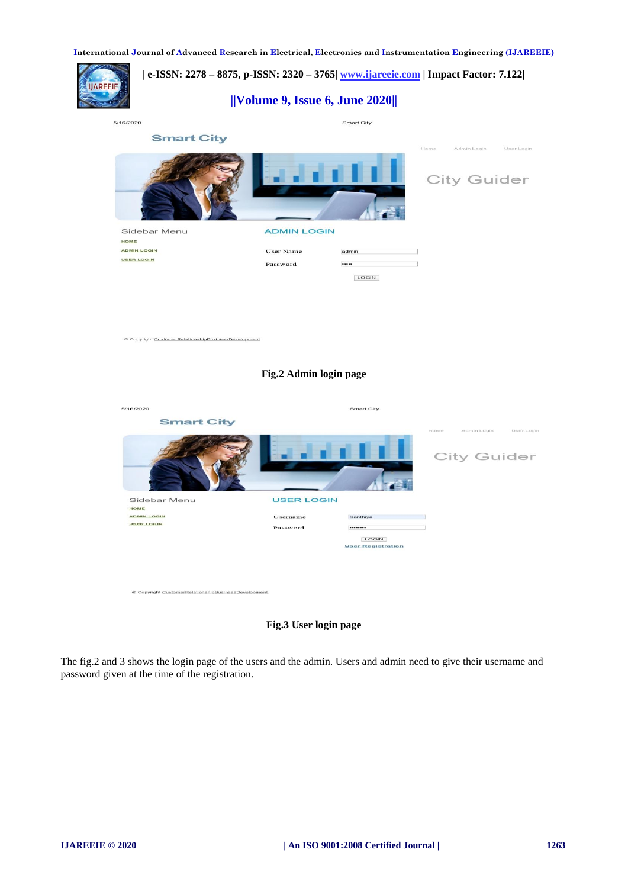Fig.2 Admin login page

Fig.3 User login page

The fig.2 and 3 shows the login page of the users and the admin. Users and admin need to give their username and password given at the time of the registration.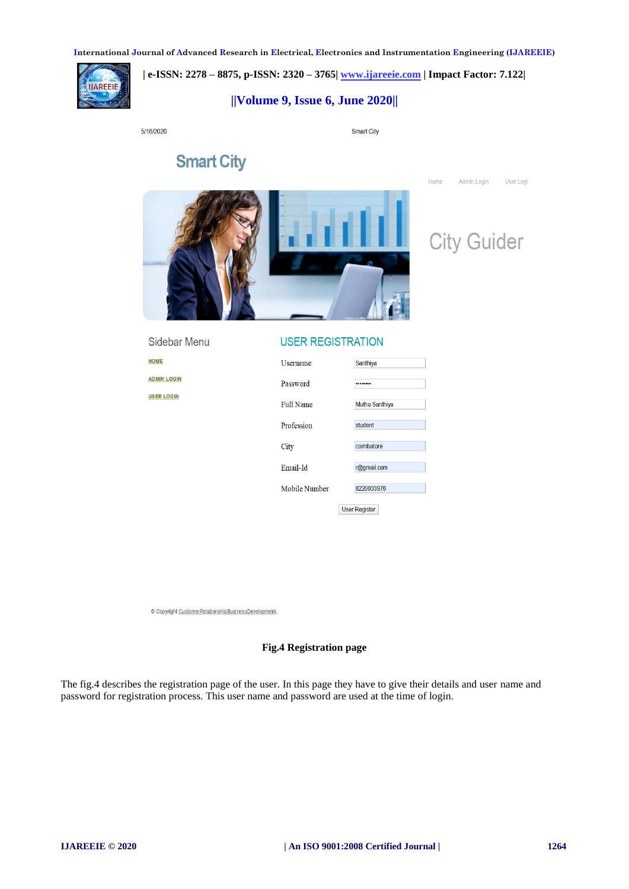5/16/2020 Smart City

Smart City

Home Admin Login User Logi

City Guider

Sidebar Menu

HOME

ADMIN LOGIN

USER LOGIN

USER REGISTRATION

| Username | Santhiya |
|---|---|
| Password | •••••••• |
| Full Name | Muthu Santhiya |
| Profession | student |
| City | coimbatore |
| Email-Id | r@gmail.com |
| Mobile Number | 8220033976 |

User Register

© Copyright CustomerRelationshipBusinessDevelopment.

**Fig.4 Registration page**

The fig.4 describes the registration page of the user. In this page they have to give their details and user name and password for registration process. This user name and password are used at the time of login.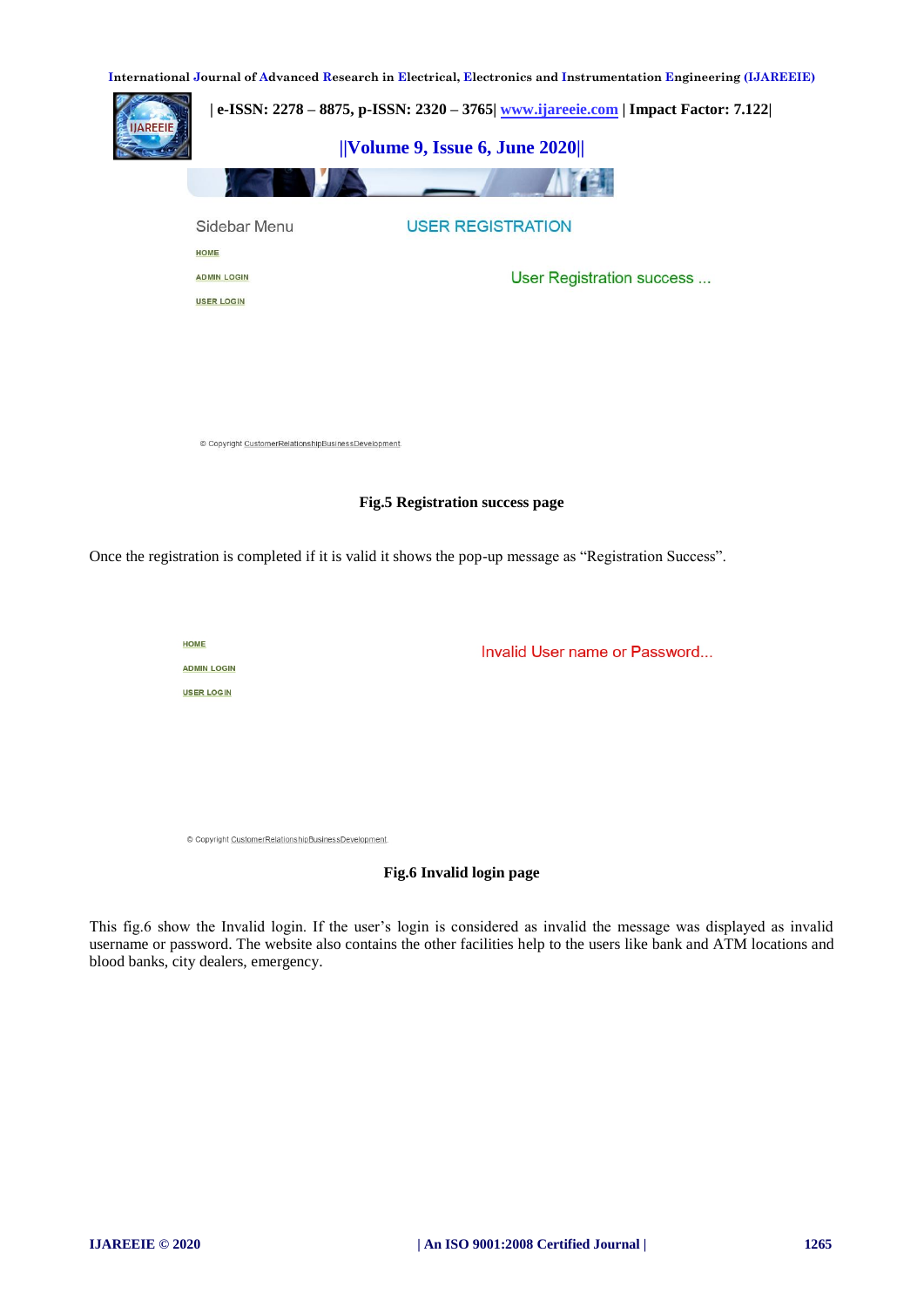**Fig.5 Registration success page**

Once the registration is completed if it is valid it shows the pop-up message as "Registration Success".

**Fig.6 Invalid login page**

This fig.6 show the Invalid login. If the user's login is considered as invalid the message was displayed as invalid username or password. The website also contains the other facilities help to the users like bank and ATM locations and blood banks, city dealers, emergency.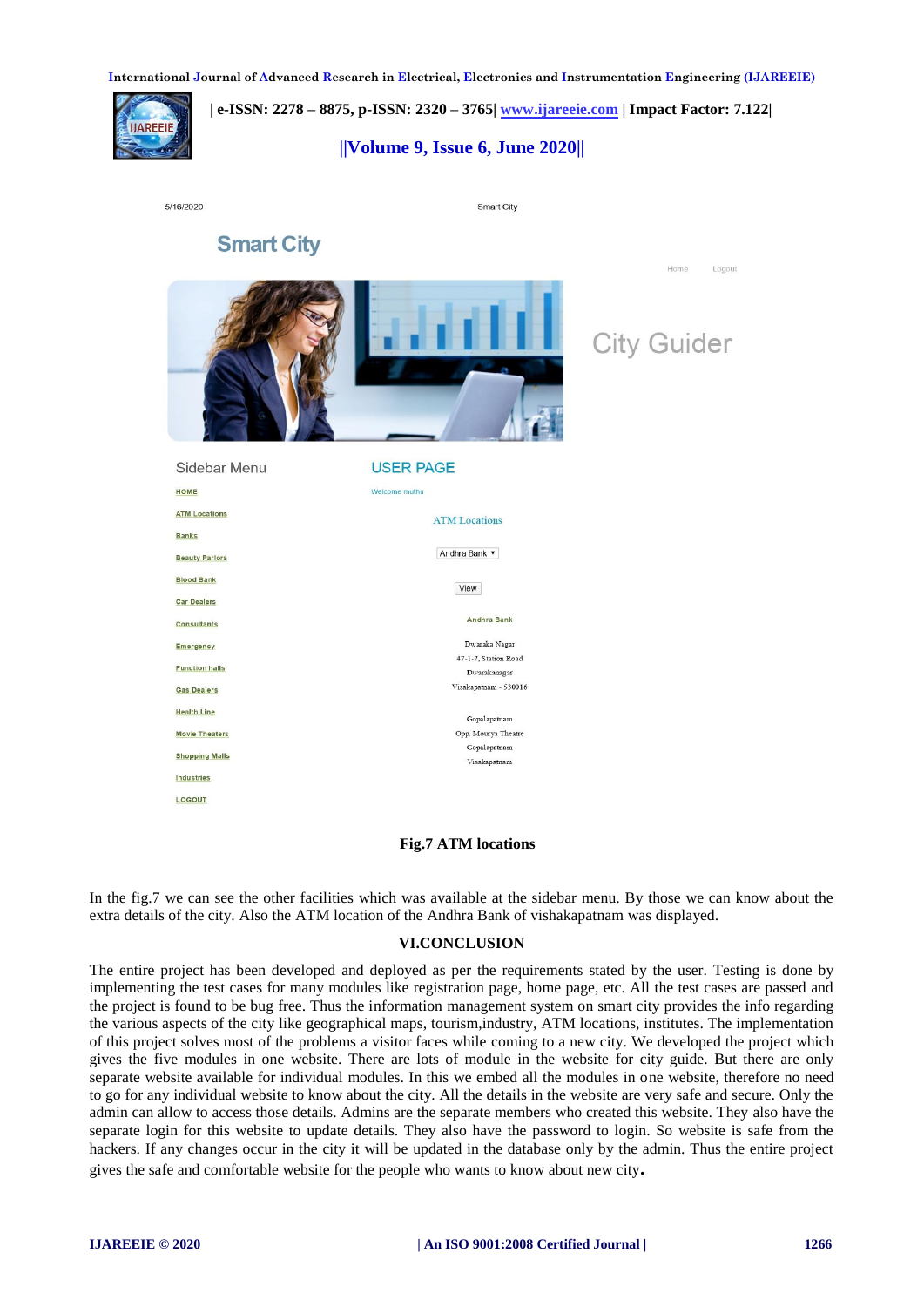5/16/2020 Smart City

Smart City

Home Logout

City Guider

Sidebar Menu

HOME

ATM Locations

Banks

Beauty Parlors

Blood Bank

Car Dealers

Consultants

Emergency

Function halls

Gas Dealers

Health Line

Movie Theaters

Shopping Malls

Industries

LOGOUT

USER PAGE

Welcome muthu

ATM Locations

Andhra Bank

View

Andhra Bank

Dwaraka Nagar
47-1-7, Station Road
Dwarakanagar
Visakapatnam - 530016

Gopalapatnam
Opp. Mourya Theatre
Gopalapatnam
Visakapatnam

**Fig.7 ATM locations**

In the fig.7 we can see the other facilities which was available at the sidebar menu. By those we can know about the extra details of the city. Also the ATM location of the Andhra Bank of vishakapatnam was displayed.

## VI.CONCLUSION

The entire project has been developed and deployed as per the requirements stated by the user. Testing is done by implementing the test cases for many modules like registration page, home page, etc. All the test cases are passed and the project is found to be bug free. Thus the information management system on smart city provides the info regarding the various aspects of the city like geographical maps, tourism,industry, ATM locations, institutes. The implementation of this project solves most of the problems a visitor faces while coming to a new city. We developed the project which gives the five modules in one website. There are lots of module in the website for city guide. But there are only separate website available for individual modules. In this we embed all the modules in one website, therefore no need to go for any individual website to know about the city. All the details in the website are very safe and secure. Only the admin can allow to access those details. Admins are the separate members who created this website. They also have the separate login for this website to update details. They also have the password to login. So website is safe from the hackers. If any changes occur in the city it will be updated in the database only by the admin. Thus the entire project gives the safe and comfortable website for the people who wants to know about new city.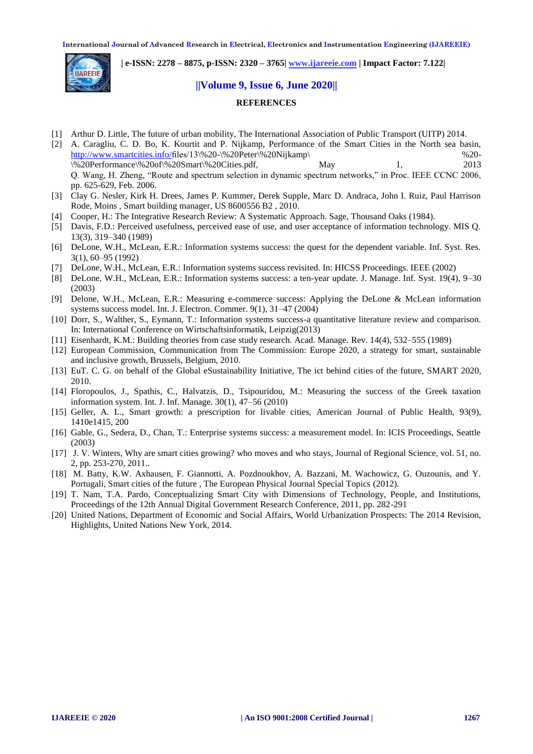## REFERENCES

[1] Arthur D. Little, The future of urban mobility, The International Association of Public Transport (UITP) 2014.

[2] A. Caragliu, C. D. Bo, K. Kourtit and P. Nijkamp, Performance of the Smart Cities in the North sea basin, http://www.smartcities.info/files/13\%20-\%20Peter\%20Nijkamp\%20-\%20Performance\%20of\%20Smart\%20Cities.pdf, May 1, 2013
Q. Wang, H. Zheng, "Route and spectrum selection in dynamic spectrum networks," in Proc. IEEE CCNC 2006, pp. 625-629, Feb. 2006.

[3] Clay G. Nesler, Kirk H. Drees, James P. Kummer, Derek Supple, Marc D. Andraca, John I. Ruiz, Paul Harrison Rode, Moins , Smart building manager, US 8600556 B2 , 2010.

[4] Cooper, H.: The Integrative Research Review: A Systematic Approach. Sage, Thousand Oaks (1984).

[5] Davis, F.D.: Perceived usefulness, perceived ease of use, and user acceptance of information technology. MIS Q. 13(3), 319–340 (1989)

[6] DeLone, W.H., McLean, E.R.: Information systems success: the quest for the dependent variable. Inf. Syst. Res. 3(1), 60–95 (1992)

[7] DeLone, W.H., McLean, E.R.: Information systems success revisited. In: HICSS Proceedings. IEEE (2002)

[8] DeLone, W.H., McLean, E.R.: Information systems success: a ten-year update. J. Manage. Inf. Syst. 19(4), 9–30 (2003)

[9] Delone, W.H., McLean, E.R.: Measuring e-commerce success: Applying the DeLone & McLean information systems success model. Int. J. Electron. Commer. 9(1), 31–47 (2004)

[10] Dorr, S., Walther, S., Eymann, T.: Information systems success-a quantitative literature review and comparison. In: International Conference on Wirtschaftsinformatik, Leipzig(2013)

[11] Eisenhardt, K.M.: Building theories from case study research. Acad. Manage. Rev. 14(4), 532–555 (1989)

[12] European Commission, Communication from The Commission: Europe 2020, a strategy for smart, sustainable and inclusive growth, Brussels, Belgium, 2010.

[13] EuT. C. G. on behalf of the Global eSustainability Initiative, The ict behind cities of the future, SMART 2020, 2010.

[14] Floropoulos, J., Spathis, C., Halvatzis, D., Tsipouridou, M.: Measuring the success of the Greek taxation information system. Int. J. Inf. Manage. 30(1), 47–56 (2010)

[15] Geller, A. L., Smart growth: a prescription for livable cities, American Journal of Public Health, 93(9), 1410e1415, 200

[16] Gable, G., Sedera, D., Chan, T.: Enterprise systems success: a measurement model. In: ICIS Proceedings, Seattle (2003)

[17] J. V. Winters, Why are smart cities growing? who moves and who stays, Journal of Regional Science, vol. 51, no. 2, pp. 253-270, 2011..

[18] M. Batty, K.W. Axhausen, F. Giannotti, A. Pozdnoukhov, A. Bazzani, M. Wachowicz, G. Ouzounis, and Y. Portugali, Smart cities of the future , The European Physical Journal Special Topics (2012).

[19] T. Nam, T.A. Pardo, Conceptualizing Smart City with Dimensions of Technology, People, and Institutions, Proceedings of the 12th Annual Digital Government Research Conference, 2011, pp. 282-291

[20] United Nations, Department of Economic and Social Affairs, World Urbanization Prospects: The 2014 Revision, Highlights, United Nations New York, 2014.